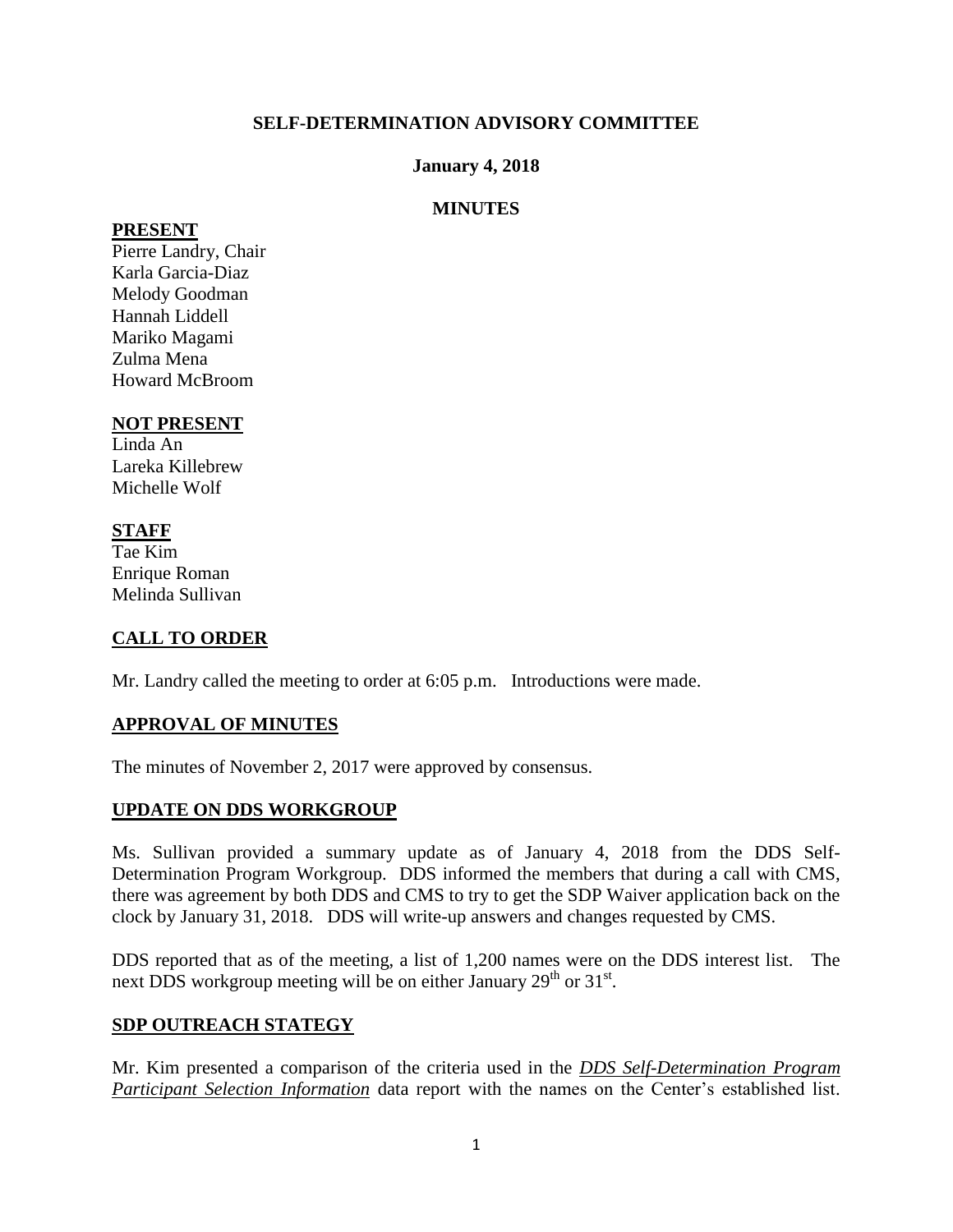# SELF-DETERMINATION ADVISORY COMMITTEE

**January 4, 2018**

**MINUTES**

**PRESENT**

Pierre Landry, Chair
Karla Garcia-Diaz
Melody Goodman
Hannah Liddell
Mariko Magami
Zulma Mena
Howard McBroom

**NOT PRESENT**

Linda An
Lareka Killebrew
Michelle Wolf

**STAFF**

Tae Kim
Enrique Roman
Melinda Sullivan

**CALL TO ORDER**

Mr. Landry called the meeting to order at 6:05 p.m. Introductions were made.

**APPROVAL OF MINUTES**

The minutes of November 2, 2017 were approved by consensus.

**UPDATE ON DDS WORKGROUP**

Ms. Sullivan provided a summary update as of January 4, 2018 from the DDS Self-Determination Program Workgroup. DDS informed the members that during a call with CMS, there was agreement by both DDS and CMS to try to get the SDP Waiver application back on the clock by January 31, 2018. DDS will write-up answers and changes requested by CMS.

DDS reported that as of the meeting, a list of 1,200 names were on the DDS interest list. The next DDS workgroup meeting will be on either January 29th or 31st.

**SDP OUTREACH STATEGY**

Mr. Kim presented a comparison of the criteria used in the ***DDS Self-Determination Program Participant Selection Information*** data report with the names on the Center's established list.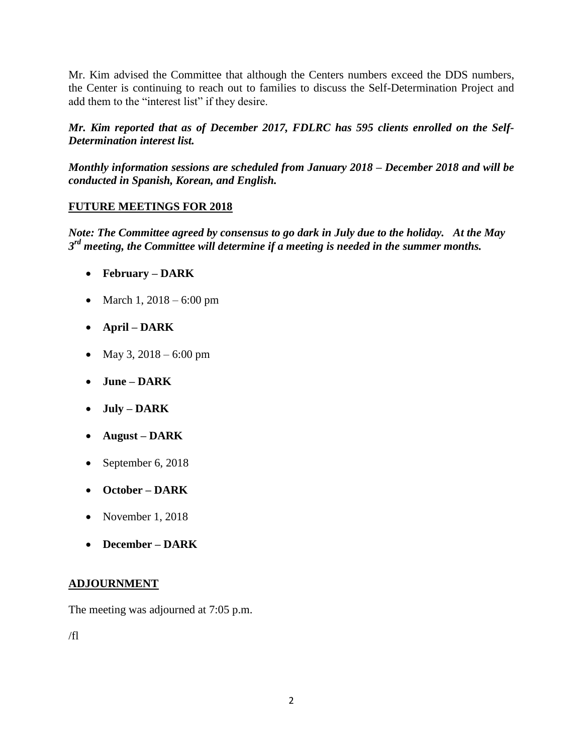Mr. Kim advised the Committee that although the Centers numbers exceed the DDS numbers, the Center is continuing to reach out to families to discuss the Self-Determination Project and add them to the "interest list" if they desire.

***Mr. Kim reported that as of December 2017, FDLRC has 595 clients enrolled on the Self-Determination interest list.***

***Monthly information sessions are scheduled from January 2018 – December 2018 and will be conducted in Spanish, Korean, and English.***

## FUTURE MEETINGS FOR 2018

***Note: The Committee agreed by consensus to go dark in July due to the holiday. At the May 3rd meeting, the Committee will determine if a meeting is needed in the summer months.***

- **February – DARK**
- March 1, 2018 – 6:00 pm
- **April – DARK**
- May 3, 2018 – 6:00 pm
- **June – DARK**
- **July – DARK**
- **August – DARK**
- September 6, 2018
- **October – DARK**
- November 1, 2018
- **December – DARK**

## ADJOURNMENT

The meeting was adjourned at 7:05 p.m.

/fl